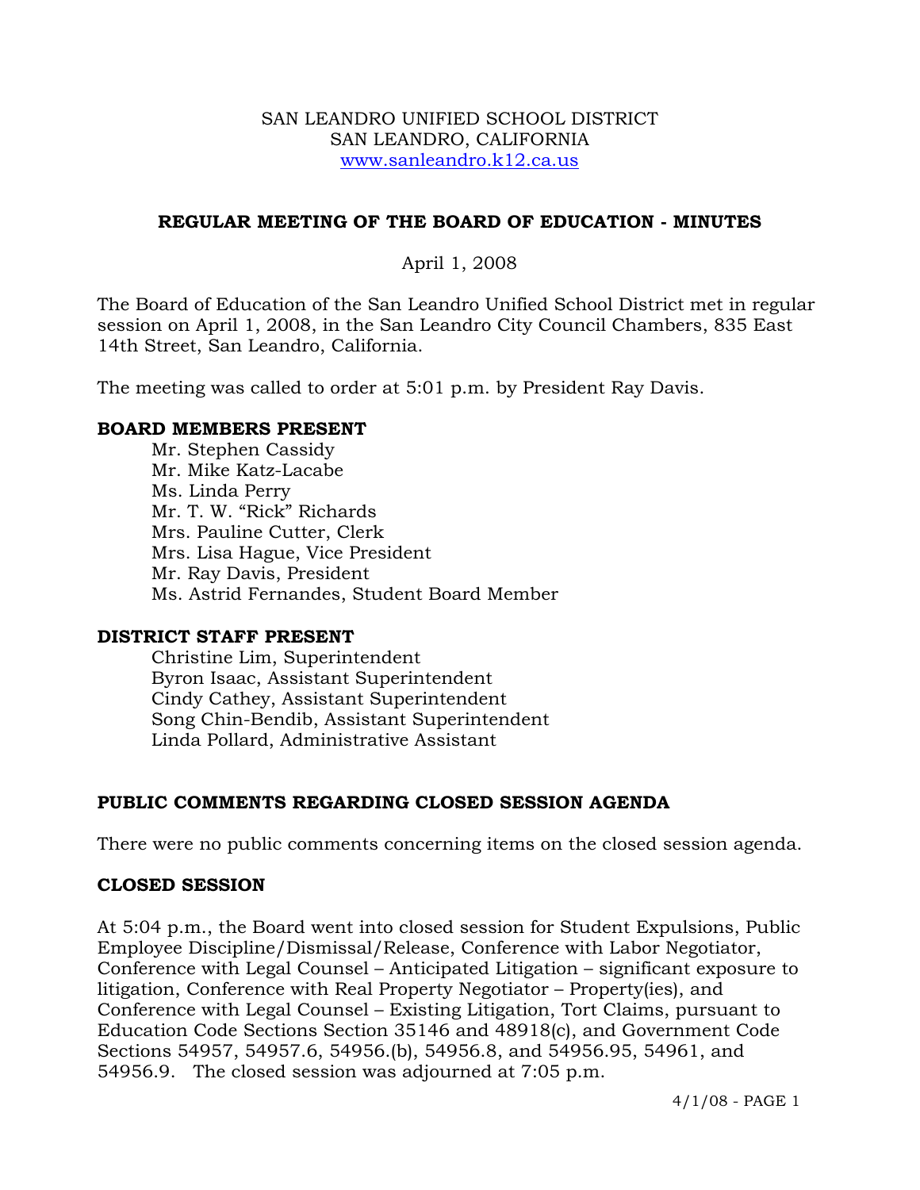SAN LEANDRO UNIFIED SCHOOL DISTRICT
SAN LEANDRO, CALIFORNIA
www.sanleandro.k12.ca.us

## REGULAR MEETING OF THE BOARD OF EDUCATION - MINUTES

April 1, 2008

The Board of Education of the San Leandro Unified School District met in regular session on April 1, 2008, in the San Leandro City Council Chambers, 835 East 14th Street, San Leandro, California.

The meeting was called to order at 5:01 p.m. by President Ray Davis.

### BOARD MEMBERS PRESENT

Mr. Stephen Cassidy
Mr. Mike Katz-Lacabe
Ms. Linda Perry
Mr. T. W. "Rick" Richards
Mrs. Pauline Cutter, Clerk
Mrs. Lisa Hague, Vice President
Mr. Ray Davis, President
Ms. Astrid Fernandes, Student Board Member

### DISTRICT STAFF PRESENT

Christine Lim, Superintendent
Byron Isaac, Assistant Superintendent
Cindy Cathey, Assistant Superintendent
Song Chin-Bendib, Assistant Superintendent
Linda Pollard, Administrative Assistant

### PUBLIC COMMENTS REGARDING CLOSED SESSION AGENDA

There were no public comments concerning items on the closed session agenda.

### CLOSED SESSION

At 5:04 p.m., the Board went into closed session for Student Expulsions, Public Employee Discipline/Dismissal/Release, Conference with Labor Negotiator, Conference with Legal Counsel – Anticipated Litigation – significant exposure to litigation, Conference with Real Property Negotiator – Property(ies), and Conference with Legal Counsel – Existing Litigation, Tort Claims, pursuant to Education Code Sections Section 35146 and 48918(c), and Government Code Sections 54957, 54957.6, 54956.(b), 54956.8, and 54956.95, 54961, and 54956.9. The closed session was adjourned at 7:05 p.m.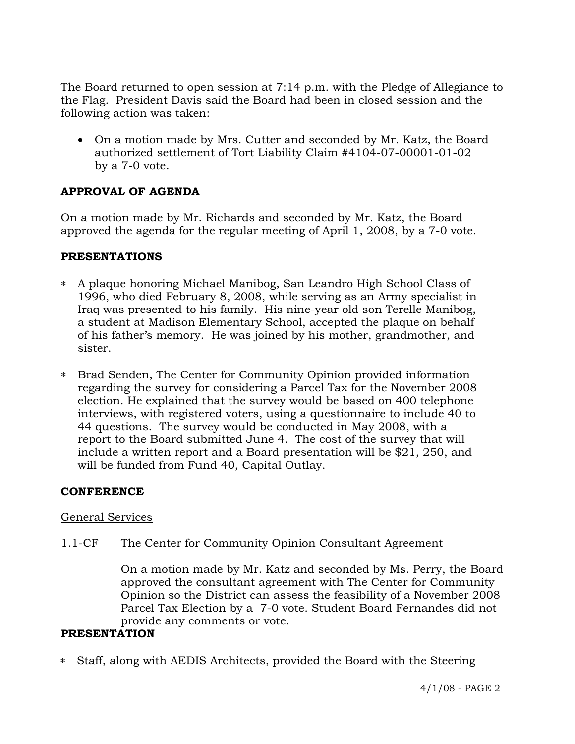The Board returned to open session at 7:14 p.m. with the Pledge of Allegiance to the Flag. President Davis said the Board had been in closed session and the following action was taken:

- On a motion made by Mrs. Cutter and seconded by Mr. Katz, the Board authorized settlement of Tort Liability Claim #4104-07-00001-01-02 by a 7-0 vote.

**APPROVAL OF AGENDA**

On a motion made by Mr. Richards and seconded by Mr. Katz, the Board approved the agenda for the regular meeting of April 1, 2008, by a 7-0 vote.

**PRESENTATIONS**

- A plaque honoring Michael Manibog, San Leandro High School Class of 1996, who died February 8, 2008, while serving as an Army specialist in Iraq was presented to his family. His nine-year old son Terelle Manibog, a student at Madison Elementary School, accepted the plaque on behalf of his father's memory. He was joined by his mother, grandmother, and sister.

- Brad Senden, The Center for Community Opinion provided information regarding the survey for considering a Parcel Tax for the November 2008 election. He explained that the survey would be based on 400 telephone interviews, with registered voters, using a questionnaire to include 40 to 44 questions. The survey would be conducted in May 2008, with a report to the Board submitted June 4. The cost of the survey that will include a written report and a Board presentation will be $21, 250, and will be funded from Fund 40, Capital Outlay.

**CONFERENCE**

General Services

1.1-CF The Center for Community Opinion Consultant Agreement

On a motion made by Mr. Katz and seconded by Ms. Perry, the Board approved the consultant agreement with The Center for Community Opinion so the District can assess the feasibility of a November 2008 Parcel Tax Election by a 7-0 vote. Student Board Fernandes did not provide any comments or vote.

**PRESENTATION**

- Staff, along with AEDIS Architects, provided the Board with the Steering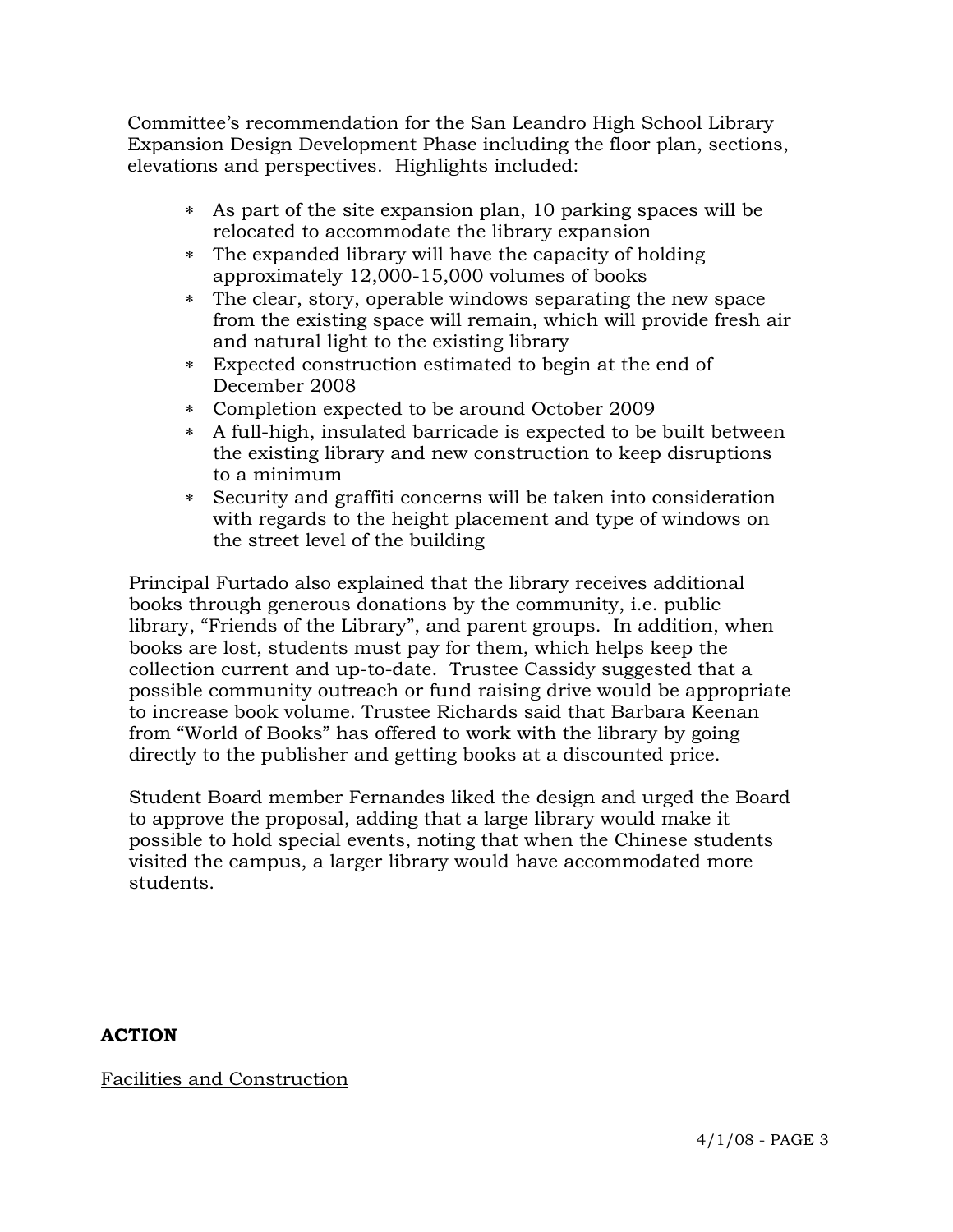Committee's recommendation for the San Leandro High School Library Expansion Design Development Phase including the floor plan, sections, elevations and perspectives. Highlights included:

* As part of the site expansion plan, 10 parking spaces will be relocated to accommodate the library expansion
* The expanded library will have the capacity of holding approximately 12,000-15,000 volumes of books
* The clear, story, operable windows separating the new space from the existing space will remain, which will provide fresh air and natural light to the existing library
* Expected construction estimated to begin at the end of December 2008
* Completion expected to be around October 2009
* A full-high, insulated barricade is expected to be built between the existing library and new construction to keep disruptions to a minimum
* Security and graffiti concerns will be taken into consideration with regards to the height placement and type of windows on the street level of the building

Principal Furtado also explained that the library receives additional books through generous donations by the community, i.e. public library, "Friends of the Library", and parent groups. In addition, when books are lost, students must pay for them, which helps keep the collection current and up-to-date. Trustee Cassidy suggested that a possible community outreach or fund raising drive would be appropriate to increase book volume. Trustee Richards said that Barbara Keenan from "World of Books" has offered to work with the library by going directly to the publisher and getting books at a discounted price.

Student Board member Fernandes liked the design and urged the Board to approve the proposal, adding that a large library would make it possible to hold special events, noting that when the Chinese students visited the campus, a larger library would have accommodated more students.

**ACTION**

Facilities and Construction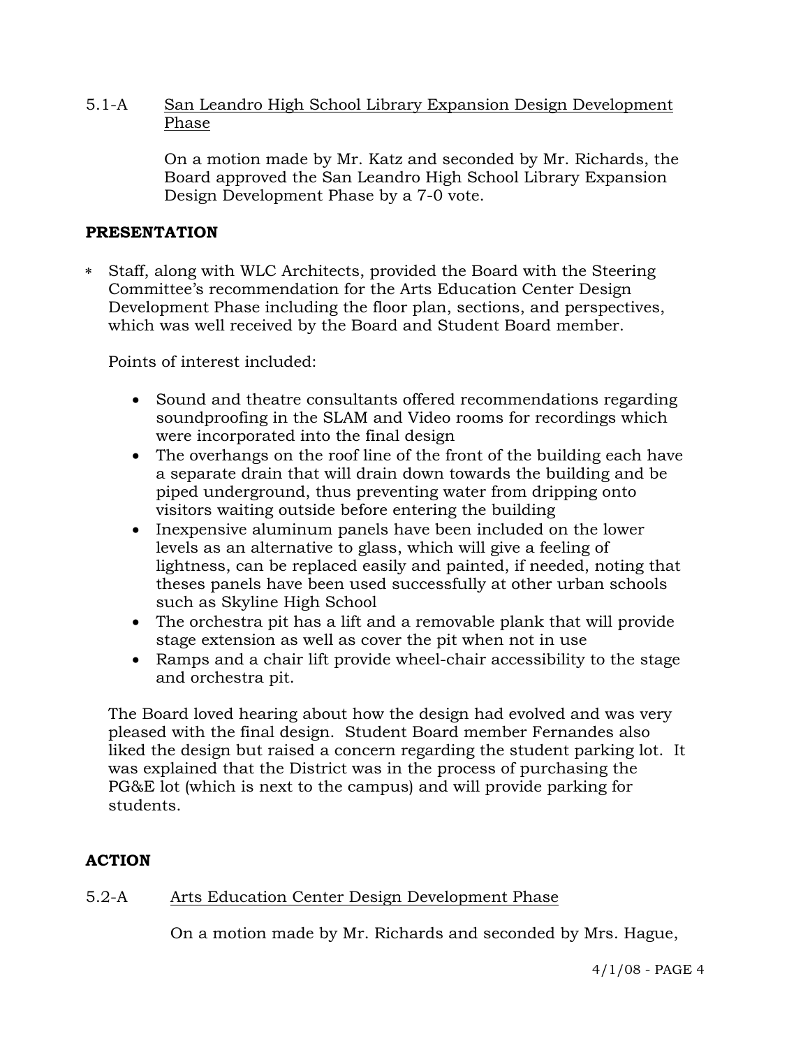5.1-A San Leandro High School Library Expansion Design Development Phase

On a motion made by Mr. Katz and seconded by Mr. Richards, the Board approved the San Leandro High School Library Expansion Design Development Phase by a 7-0 vote.

**PRESENTATION**

∗ Staff, along with WLC Architects, provided the Board with the Steering Committee's recommendation for the Arts Education Center Design Development Phase including the floor plan, sections, and perspectives, which was well received by the Board and Student Board member.

Points of interest included:

- Sound and theatre consultants offered recommendations regarding soundproofing in the SLAM and Video rooms for recordings which were incorporated into the final design
- The overhangs on the roof line of the front of the building each have a separate drain that will drain down towards the building and be piped underground, thus preventing water from dripping onto visitors waiting outside before entering the building
- Inexpensive aluminum panels have been included on the lower levels as an alternative to glass, which will give a feeling of lightness, can be replaced easily and painted, if needed, noting that theses panels have been used successfully at other urban schools such as Skyline High School
- The orchestra pit has a lift and a removable plank that will provide stage extension as well as cover the pit when not in use
- Ramps and a chair lift provide wheel-chair accessibility to the stage and orchestra pit.

The Board loved hearing about how the design had evolved and was very pleased with the final design. Student Board member Fernandes also liked the design but raised a concern regarding the student parking lot. It was explained that the District was in the process of purchasing the PG&E lot (which is next to the campus) and will provide parking for students.

**ACTION**

5.2-A Arts Education Center Design Development Phase

On a motion made by Mr. Richards and seconded by Mrs. Hague,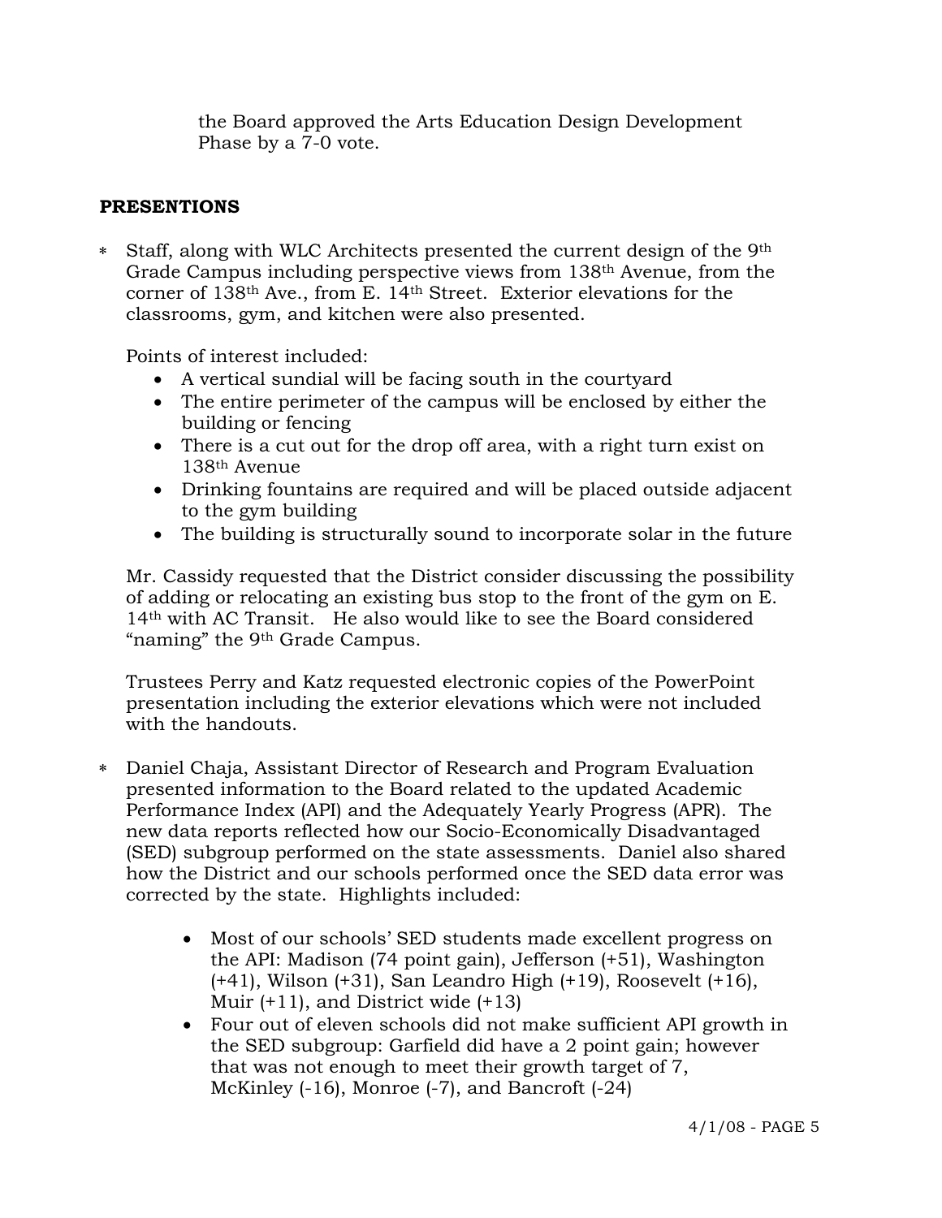the Board approved the Arts Education Design Development Phase by a 7-0 vote.

## PRESENTIONS

* Staff, along with WLC Architects presented the current design of the 9th Grade Campus including perspective views from 138th Avenue, from the corner of 138th Ave., from E. 14th Street. Exterior elevations for the classrooms, gym, and kitchen were also presented.

  Points of interest included:

  - A vertical sundial will be facing south in the courtyard
  - The entire perimeter of the campus will be enclosed by either the building or fencing
  - There is a cut out for the drop off area, with a right turn exist on 138th Avenue
  - Drinking fountains are required and will be placed outside adjacent to the gym building
  - The building is structurally sound to incorporate solar in the future

  Mr. Cassidy requested that the District consider discussing the possibility of adding or relocating an existing bus stop to the front of the gym on E. 14th with AC Transit. He also would like to see the Board considered "naming" the 9th Grade Campus.

  Trustees Perry and Katz requested electronic copies of the PowerPoint presentation including the exterior elevations which were not included with the handouts.

* Daniel Chaja, Assistant Director of Research and Program Evaluation presented information to the Board related to the updated Academic Performance Index (API) and the Adequately Yearly Progress (APR). The new data reports reflected how our Socio-Economically Disadvantaged (SED) subgroup performed on the state assessments. Daniel also shared how the District and our schools performed once the SED data error was corrected by the state. Highlights included:

  - Most of our schools' SED students made excellent progress on the API: Madison (74 point gain), Jefferson (+51), Washington (+41), Wilson (+31), San Leandro High (+19), Roosevelt (+16), Muir (+11), and District wide (+13)
  - Four out of eleven schools did not make sufficient API growth in the SED subgroup: Garfield did have a 2 point gain; however that was not enough to meet their growth target of 7, McKinley (-16), Monroe (-7), and Bancroft (-24)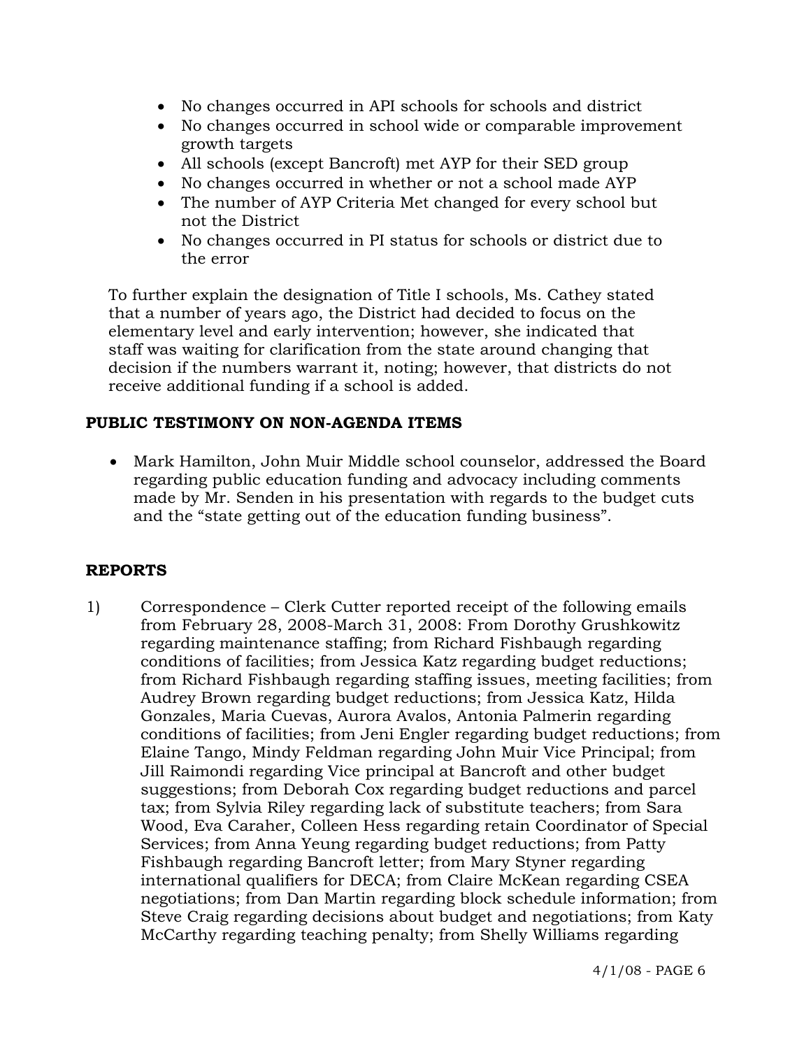- No changes occurred in API schools for schools and district
- No changes occurred in school wide or comparable improvement growth targets
- All schools (except Bancroft) met AYP for their SED group
- No changes occurred in whether or not a school made AYP
- The number of AYP Criteria Met changed for every school but not the District
- No changes occurred in PI status for schools or district due to the error

To further explain the designation of Title I schools, Ms. Cathey stated that a number of years ago, the District had decided to focus on the elementary level and early intervention; however, she indicated that staff was waiting for clarification from the state around changing that decision if the numbers warrant it, noting; however, that districts do not receive additional funding if a school is added.

## PUBLIC TESTIMONY ON NON-AGENDA ITEMS

- Mark Hamilton, John Muir Middle school counselor, addressed the Board regarding public education funding and advocacy including comments made by Mr. Senden in his presentation with regards to the budget cuts and the "state getting out of the education funding business".

## REPORTS

1) Correspondence – Clerk Cutter reported receipt of the following emails from February 28, 2008-March 31, 2008: From Dorothy Grushkowitz regarding maintenance staffing; from Richard Fishbaugh regarding conditions of facilities; from Jessica Katz regarding budget reductions; from Richard Fishbaugh regarding staffing issues, meeting facilities; from Audrey Brown regarding budget reductions; from Jessica Katz, Hilda Gonzales, Maria Cuevas, Aurora Avalos, Antonia Palmerin regarding conditions of facilities; from Jeni Engler regarding budget reductions; from Elaine Tango, Mindy Feldman regarding John Muir Vice Principal; from Jill Raimondi regarding Vice principal at Bancroft and other budget suggestions; from Deborah Cox regarding budget reductions and parcel tax; from Sylvia Riley regarding lack of substitute teachers; from Sara Wood, Eva Caraher, Colleen Hess regarding retain Coordinator of Special Services; from Anna Yeung regarding budget reductions; from Patty Fishbaugh regarding Bancroft letter; from Mary Styner regarding international qualifiers for DECA; from Claire McKean regarding CSEA negotiations; from Dan Martin regarding block schedule information; from Steve Craig regarding decisions about budget and negotiations; from Katy McCarthy regarding teaching penalty; from Shelly Williams regarding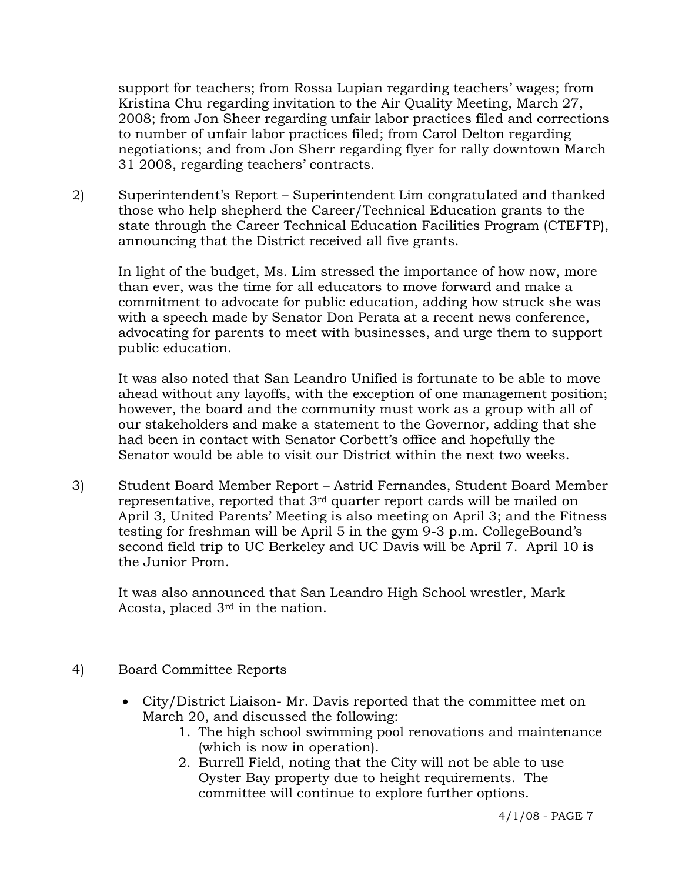support for teachers; from Rossa Lupian regarding teachers' wages; from Kristina Chu regarding invitation to the Air Quality Meeting, March 27, 2008; from Jon Sheer regarding unfair labor practices filed and corrections to number of unfair labor practices filed; from Carol Delton regarding negotiations; and from Jon Sherr regarding flyer for rally downtown March 31 2008, regarding teachers' contracts.

2) Superintendent's Report – Superintendent Lim congratulated and thanked those who help shepherd the Career/Technical Education grants to the state through the Career Technical Education Facilities Program (CTEFTP), announcing that the District received all five grants.

   In light of the budget, Ms. Lim stressed the importance of how now, more than ever, was the time for all educators to move forward and make a commitment to advocate for public education, adding how struck she was with a speech made by Senator Don Perata at a recent news conference, advocating for parents to meet with businesses, and urge them to support public education.

   It was also noted that San Leandro Unified is fortunate to be able to move ahead without any layoffs, with the exception of one management position; however, the board and the community must work as a group with all of our stakeholders and make a statement to the Governor, adding that she had been in contact with Senator Corbett's office and hopefully the Senator would be able to visit our District within the next two weeks.

3) Student Board Member Report – Astrid Fernandes, Student Board Member representative, reported that 3rd quarter report cards will be mailed on April 3, United Parents' Meeting is also meeting on April 3; and the Fitness testing for freshman will be April 5 in the gym 9-3 p.m. CollegeBound's second field trip to UC Berkeley and UC Davis will be April 7. April 10 is the Junior Prom.

   It was also announced that San Leandro High School wrestler, Mark Acosta, placed 3rd in the nation.

4) Board Committee Reports

   - City/District Liaison- Mr. Davis reported that the committee met on March 20, and discussed the following:
     1. The high school swimming pool renovations and maintenance (which is now in operation).
     2. Burrell Field, noting that the City will not be able to use Oyster Bay property due to height requirements. The committee will continue to explore further options.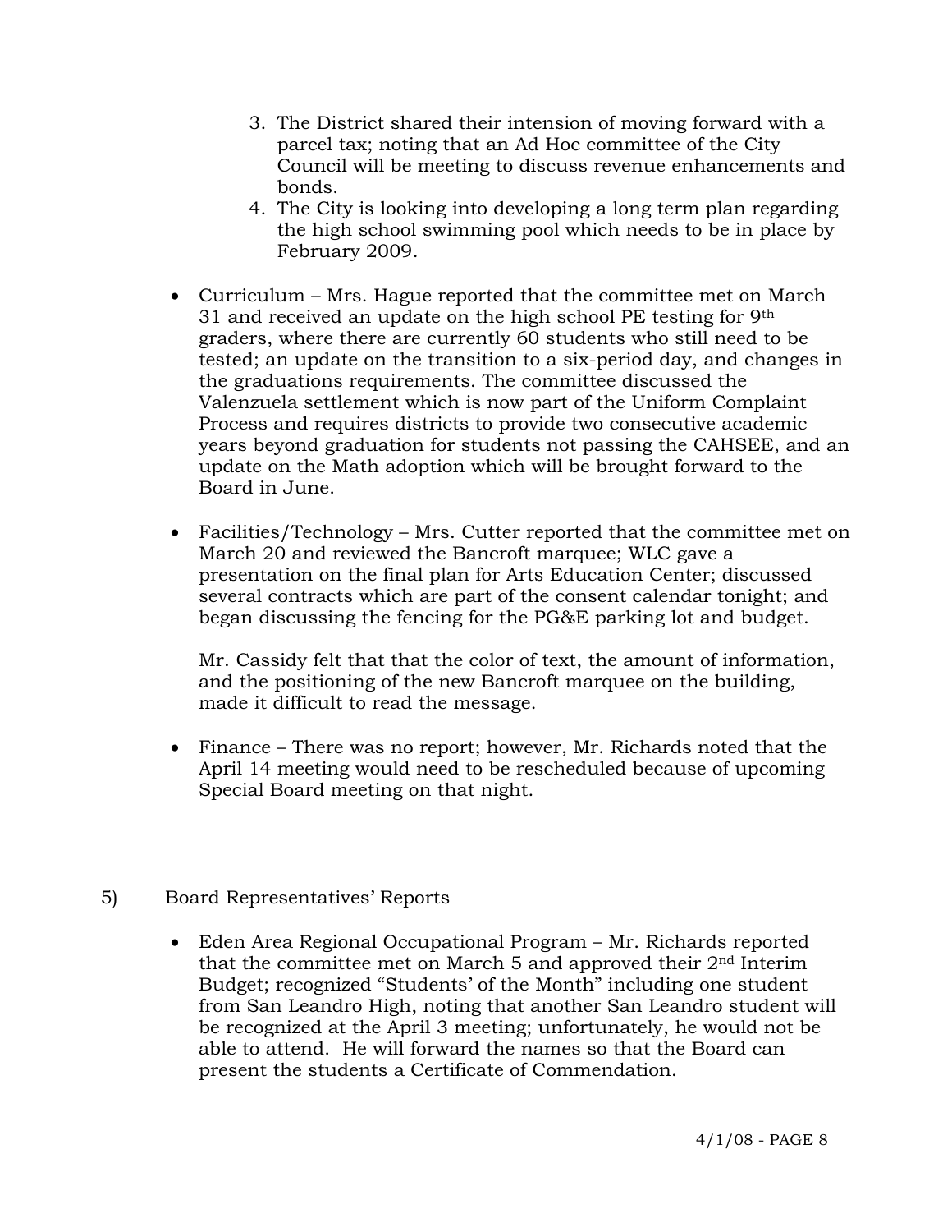3. The District shared their intension of moving forward with a parcel tax; noting that an Ad Hoc committee of the City Council will be meeting to discuss revenue enhancements and bonds.
4. The City is looking into developing a long term plan regarding the high school swimming pool which needs to be in place by February 2009.

- Curriculum – Mrs. Hague reported that the committee met on March 31 and received an update on the high school PE testing for 9th graders, where there are currently 60 students who still need to be tested; an update on the transition to a six-period day, and changes in the graduations requirements. The committee discussed the Valenzuela settlement which is now part of the Uniform Complaint Process and requires districts to provide two consecutive academic years beyond graduation for students not passing the CAHSEE, and an update on the Math adoption which will be brought forward to the Board in June.

- Facilities/Technology – Mrs. Cutter reported that the committee met on March 20 and reviewed the Bancroft marquee; WLC gave a presentation on the final plan for Arts Education Center; discussed several contracts which are part of the consent calendar tonight; and began discussing the fencing for the PG&E parking lot and budget.

  Mr. Cassidy felt that that the color of text, the amount of information, and the positioning of the new Bancroft marquee on the building, made it difficult to read the message.

- Finance – There was no report; however, Mr. Richards noted that the April 14 meeting would need to be rescheduled because of upcoming Special Board meeting on that night.

5) Board Representatives' Reports

- Eden Area Regional Occupational Program – Mr. Richards reported that the committee met on March 5 and approved their 2nd Interim Budget; recognized "Students' of the Month" including one student from San Leandro High, noting that another San Leandro student will be recognized at the April 3 meeting; unfortunately, he would not be able to attend. He will forward the names so that the Board can present the students a Certificate of Commendation.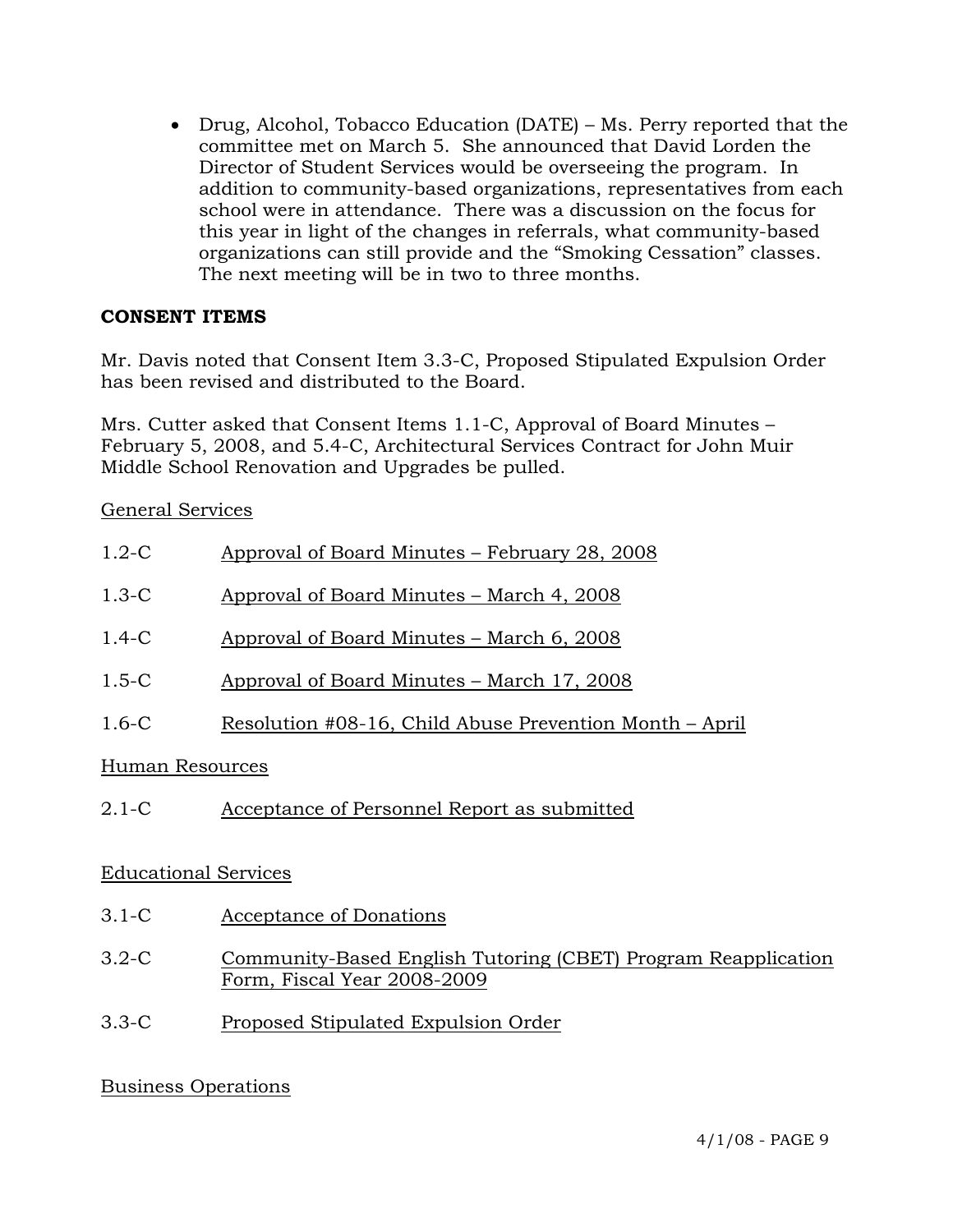- Drug, Alcohol, Tobacco Education (DATE) – Ms. Perry reported that the committee met on March 5. She announced that David Lorden the Director of Student Services would be overseeing the program. In addition to community-based organizations, representatives from each school were in attendance. There was a discussion on the focus for this year in light of the changes in referrals, what community-based organizations can still provide and the "Smoking Cessation" classes. The next meeting will be in two to three months.

**CONSENT ITEMS**

Mr. Davis noted that Consent Item 3.3-C, Proposed Stipulated Expulsion Order has been revised and distributed to the Board.

Mrs. Cutter asked that Consent Items 1.1-C, Approval of Board Minutes – February 5, 2008, and 5.4-C, Architectural Services Contract for John Muir Middle School Renovation and Upgrades be pulled.

<u>General Services</u>

1.2-C &nbsp;&nbsp;&nbsp; <u>Approval of Board Minutes – February 28, 2008</u>

1.3-C &nbsp;&nbsp;&nbsp; <u>Approval of Board Minutes – March 4, 2008</u>

1.4-C &nbsp;&nbsp;&nbsp; <u>Approval of Board Minutes – March 6, 2008</u>

1.5-C &nbsp;&nbsp;&nbsp; <u>Approval of Board Minutes – March 17, 2008</u>

1.6-C &nbsp;&nbsp;&nbsp; <u>Resolution #08-16, Child Abuse Prevention Month – April</u>

<u>Human Resources</u>

2.1-C &nbsp;&nbsp;&nbsp; <u>Acceptance of Personnel Report as submitted</u>

<u>Educational Services</u>

3.1-C &nbsp;&nbsp;&nbsp; <u>Acceptance of Donations</u>

3.2-C &nbsp;&nbsp;&nbsp; <u>Community-Based English Tutoring (CBET) Program Reapplication Form, Fiscal Year 2008-2009</u>

3.3-C &nbsp;&nbsp;&nbsp; <u>Proposed Stipulated Expulsion Order</u>

<u>Business Operations</u>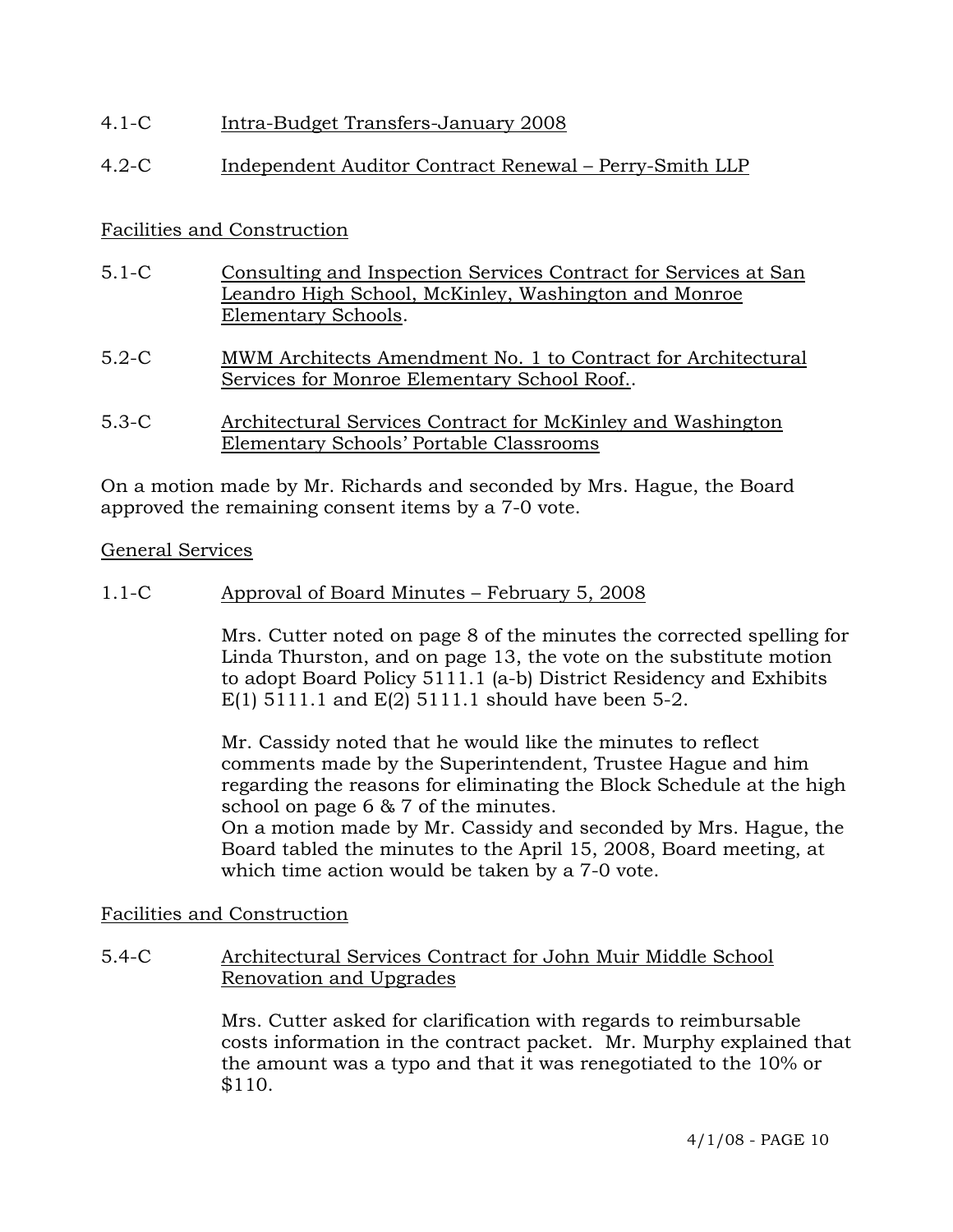4.1-C Intra-Budget Transfers-January 2008

4.2-C Independent Auditor Contract Renewal – Perry-Smith LLP

Facilities and Construction

5.1-C Consulting and Inspection Services Contract for Services at San Leandro High School, McKinley, Washington and Monroe Elementary Schools.

5.2-C MWM Architects Amendment No. 1 to Contract for Architectural Services for Monroe Elementary School Roof..

5.3-C Architectural Services Contract for McKinley and Washington Elementary Schools' Portable Classrooms

On a motion made by Mr. Richards and seconded by Mrs. Hague, the Board approved the remaining consent items by a 7-0 vote.

General Services

1.1-C Approval of Board Minutes – February 5, 2008

Mrs. Cutter noted on page 8 of the minutes the corrected spelling for Linda Thurston, and on page 13, the vote on the substitute motion to adopt Board Policy 5111.1 (a-b) District Residency and Exhibits E(1) 5111.1 and E(2) 5111.1 should have been 5-2.

Mr. Cassidy noted that he would like the minutes to reflect comments made by the Superintendent, Trustee Hague and him regarding the reasons for eliminating the Block Schedule at the high school on page 6 & 7 of the minutes.
On a motion made by Mr. Cassidy and seconded by Mrs. Hague, the Board tabled the minutes to the April 15, 2008, Board meeting, at which time action would be taken by a 7-0 vote.

Facilities and Construction

5.4-C Architectural Services Contract for John Muir Middle School Renovation and Upgrades

Mrs. Cutter asked for clarification with regards to reimbursable costs information in the contract packet. Mr. Murphy explained that the amount was a typo and that it was renegotiated to the 10% or $110.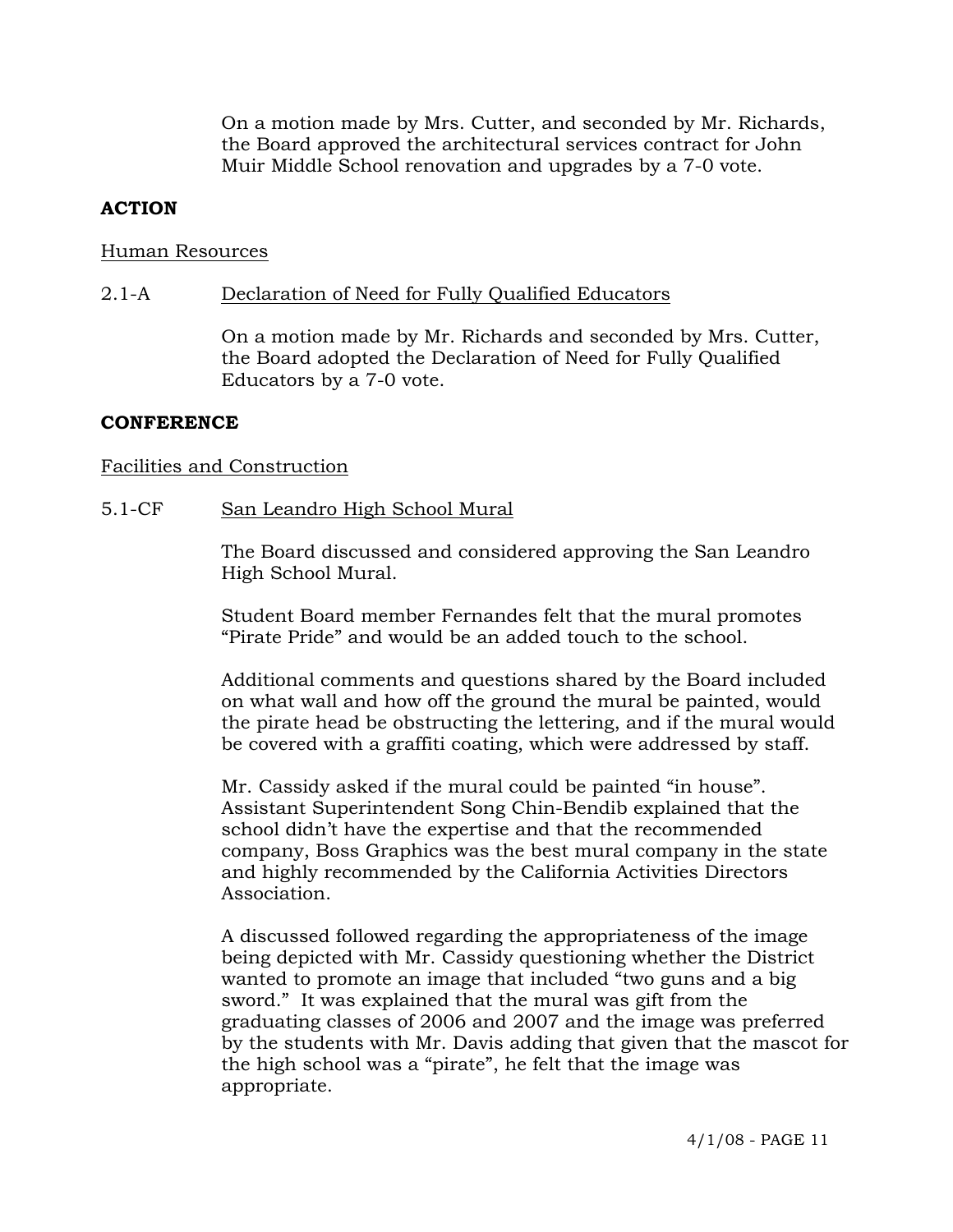On a motion made by Mrs. Cutter, and seconded by Mr. Richards, the Board approved the architectural services contract for John Muir Middle School renovation and upgrades by a 7-0 vote.

**ACTION**

Human Resources

2.1-A Declaration of Need for Fully Qualified Educators

On a motion made by Mr. Richards and seconded by Mrs. Cutter, the Board adopted the Declaration of Need for Fully Qualified Educators by a 7-0 vote.

**CONFERENCE**

Facilities and Construction

5.1-CF San Leandro High School Mural

The Board discussed and considered approving the San Leandro High School Mural.

Student Board member Fernandes felt that the mural promotes "Pirate Pride" and would be an added touch to the school.

Additional comments and questions shared by the Board included on what wall and how off the ground the mural be painted, would the pirate head be obstructing the lettering, and if the mural would be covered with a graffiti coating, which were addressed by staff.

Mr. Cassidy asked if the mural could be painted "in house". Assistant Superintendent Song Chin-Bendib explained that the school didn't have the expertise and that the recommended company, Boss Graphics was the best mural company in the state and highly recommended by the California Activities Directors Association.

A discussed followed regarding the appropriateness of the image being depicted with Mr. Cassidy questioning whether the District wanted to promote an image that included "two guns and a big sword." It was explained that the mural was gift from the graduating classes of 2006 and 2007 and the image was preferred by the students with Mr. Davis adding that given that the mascot for the high school was a "pirate", he felt that the image was appropriate.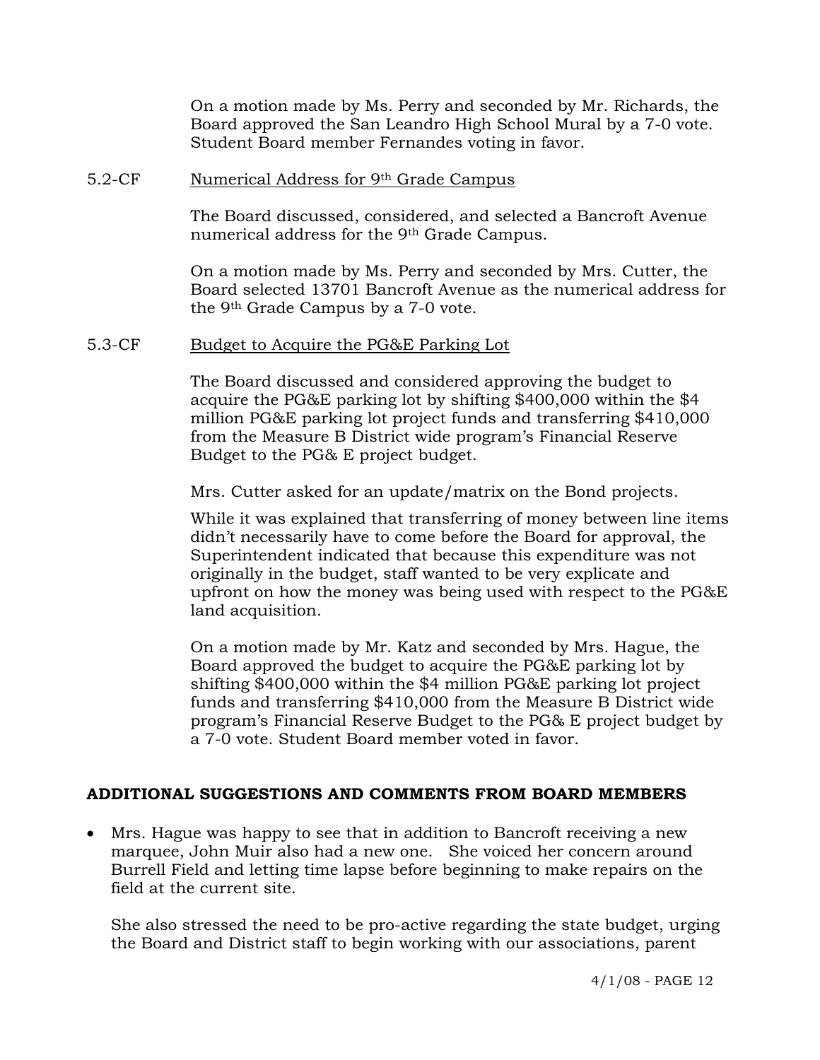On a motion made by Ms. Perry and seconded by Mr. Richards, the Board approved the San Leandro High School Mural by a 7-0 vote. Student Board member Fernandes voting in favor.

5.2-CF Numerical Address for 9th Grade Campus

The Board discussed, considered, and selected a Bancroft Avenue numerical address for the 9th Grade Campus.

On a motion made by Ms. Perry and seconded by Mrs. Cutter, the Board selected 13701 Bancroft Avenue as the numerical address for the 9th Grade Campus by a 7-0 vote.

5.3-CF Budget to Acquire the PG&E Parking Lot

The Board discussed and considered approving the budget to acquire the PG&E parking lot by shifting $400,000 within the $4 million PG&E parking lot project funds and transferring $410,000 from the Measure B District wide program's Financial Reserve Budget to the PG& E project budget.

Mrs. Cutter asked for an update/matrix on the Bond projects.

While it was explained that transferring of money between line items didn't necessarily have to come before the Board for approval, the Superintendent indicated that because this expenditure was not originally in the budget, staff wanted to be very explicate and upfront on how the money was being used with respect to the PG&E land acquisition.

On a motion made by Mr. Katz and seconded by Mrs. Hague, the Board approved the budget to acquire the PG&E parking lot by shifting $400,000 within the $4 million PG&E parking lot project funds and transferring $410,000 from the Measure B District wide program's Financial Reserve Budget to the PG& E project budget by a 7-0 vote. Student Board member voted in favor.

## ADDITIONAL SUGGESTIONS AND COMMENTS FROM BOARD MEMBERS

- Mrs. Hague was happy to see that in addition to Bancroft receiving a new marquee, John Muir also had a new one. She voiced her concern around Burrell Field and letting time lapse before beginning to make repairs on the field at the current site.

  She also stressed the need to be pro-active regarding the state budget, urging the Board and District staff to begin working with our associations, parent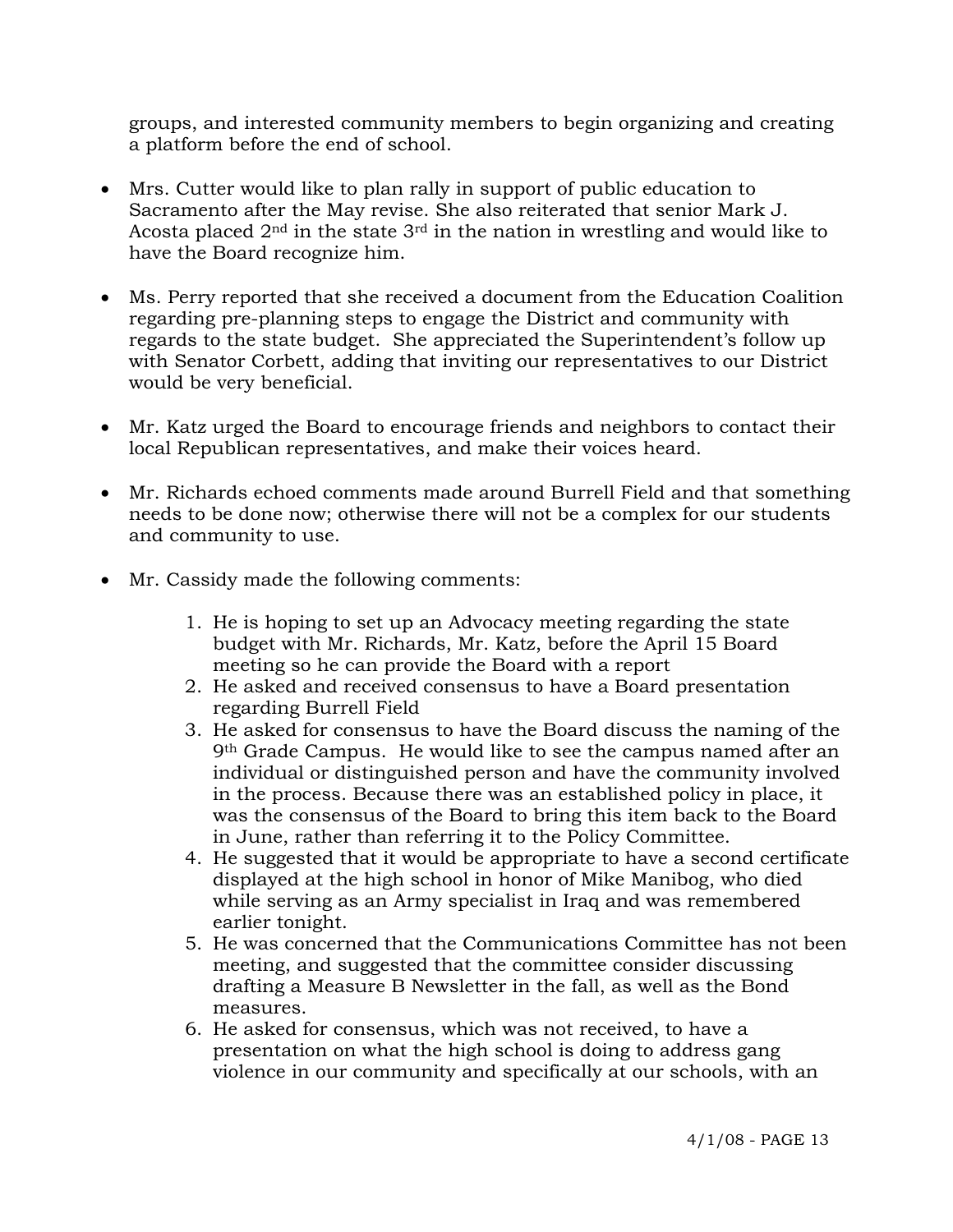groups, and interested community members to begin organizing and creating a platform before the end of school.

- Mrs. Cutter would like to plan rally in support of public education to Sacramento after the May revise. She also reiterated that senior Mark J. Acosta placed 2nd in the state 3rd in the nation in wrestling and would like to have the Board recognize him.

- Ms. Perry reported that she received a document from the Education Coalition regarding pre-planning steps to engage the District and community with regards to the state budget. She appreciated the Superintendent's follow up with Senator Corbett, adding that inviting our representatives to our District would be very beneficial.

- Mr. Katz urged the Board to encourage friends and neighbors to contact their local Republican representatives, and make their voices heard.

- Mr. Richards echoed comments made around Burrell Field and that something needs to be done now; otherwise there will not be a complex for our students and community to use.

- Mr. Cassidy made the following comments:

    1. He is hoping to set up an Advocacy meeting regarding the state budget with Mr. Richards, Mr. Katz, before the April 15 Board meeting so he can provide the Board with a report
    2. He asked and received consensus to have a Board presentation regarding Burrell Field
    3. He asked for consensus to have the Board discuss the naming of the 9th Grade Campus. He would like to see the campus named after an individual or distinguished person and have the community involved in the process. Because there was an established policy in place, it was the consensus of the Board to bring this item back to the Board in June, rather than referring it to the Policy Committee.
    4. He suggested that it would be appropriate to have a second certificate displayed at the high school in honor of Mike Manibog, who died while serving as an Army specialist in Iraq and was remembered earlier tonight.
    5. He was concerned that the Communications Committee has not been meeting, and suggested that the committee consider discussing drafting a Measure B Newsletter in the fall, as well as the Bond measures.
    6. He asked for consensus, which was not received, to have a presentation on what the high school is doing to address gang violence in our community and specifically at our schools, with an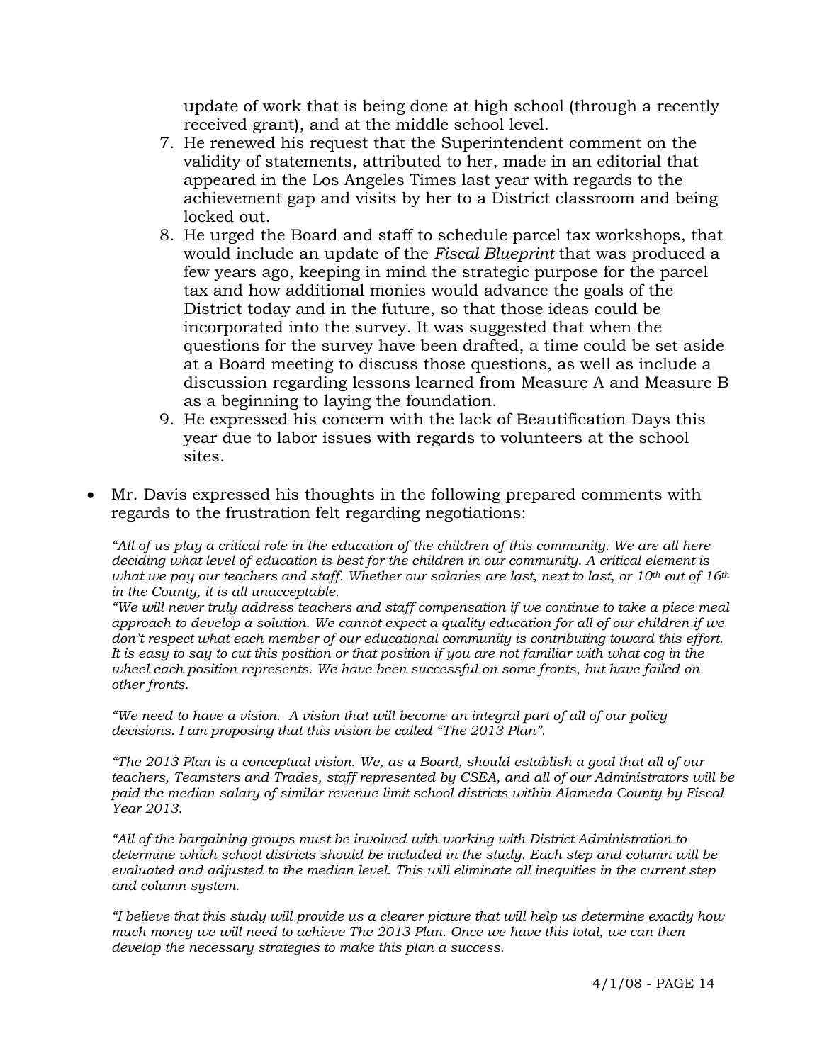update of work that is being done at high school (through a recently received grant), and at the middle school level.

7. He renewed his request that the Superintendent comment on the validity of statements, attributed to her, made in an editorial that appeared in the Los Angeles Times last year with regards to the achievement gap and visits by her to a District classroom and being locked out.
8. He urged the Board and staff to schedule parcel tax workshops, that would include an update of the *Fiscal Blueprint* that was produced a few years ago, keeping in mind the strategic purpose for the parcel tax and how additional monies would advance the goals of the District today and in the future, so that those ideas could be incorporated into the survey. It was suggested that when the questions for the survey have been drafted, a time could be set aside at a Board meeting to discuss those questions, as well as include a discussion regarding lessons learned from Measure A and Measure B as a beginning to laying the foundation.
9. He expressed his concern with the lack of Beautification Days this year due to labor issues with regards to volunteers at the school sites.

- Mr. Davis expressed his thoughts in the following prepared comments with regards to the frustration felt regarding negotiations:

*"All of us play a critical role in the education of the children of this community. We are all here deciding what level of education is best for the children in our community. A critical element is what we pay our teachers and staff. Whether our salaries are last, next to last, or 10th out of 16th in the County, it is all unacceptable.*

*"We will never truly address teachers and staff compensation if we continue to take a piece meal approach to develop a solution. We cannot expect a quality education for all of our children if we don't respect what each member of our educational community is contributing toward this effort. It is easy to say to cut this position or that position if you are not familiar with what cog in the wheel each position represents. We have been successful on some fronts, but have failed on other fronts.*

*"We need to have a vision. A vision that will become an integral part of all of our policy decisions. I am proposing that this vision be called "The 2013 Plan".*

*"The 2013 Plan is a conceptual vision. We, as a Board, should establish a goal that all of our teachers, Teamsters and Trades, staff represented by CSEA, and all of our Administrators will be paid the median salary of similar revenue limit school districts within Alameda County by Fiscal Year 2013.*

*"All of the bargaining groups must be involved with working with District Administration to determine which school districts should be included in the study. Each step and column will be evaluated and adjusted to the median level. This will eliminate all inequities in the current step and column system.*

*"I believe that this study will provide us a clearer picture that will help us determine exactly how much money we will need to achieve The 2013 Plan. Once we have this total, we can then develop the necessary strategies to make this plan a success.*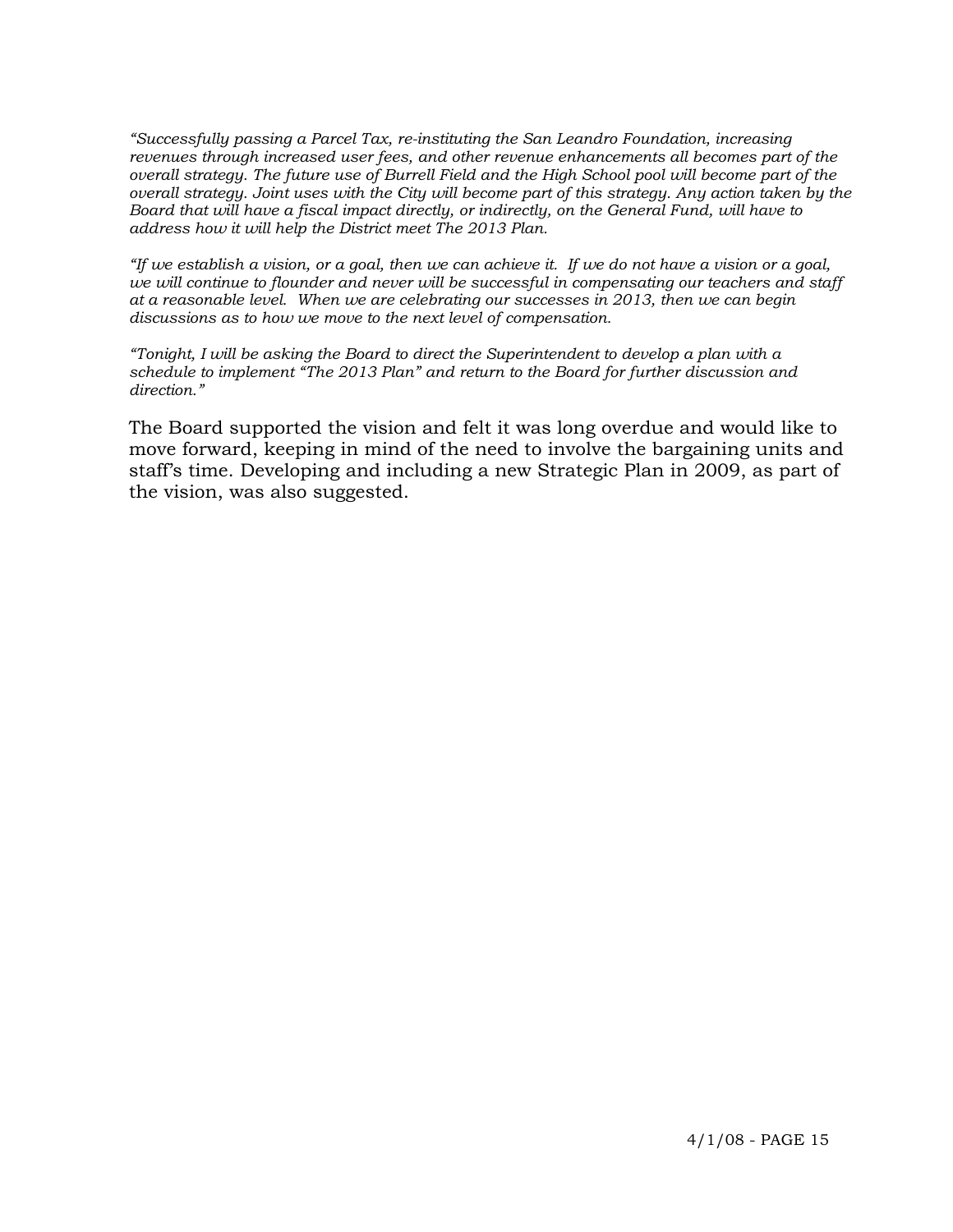*"Successfully passing a Parcel Tax, re-instituting the San Leandro Foundation, increasing revenues through increased user fees, and other revenue enhancements all becomes part of the overall strategy. The future use of Burrell Field and the High School pool will become part of the overall strategy. Joint uses with the City will become part of this strategy. Any action taken by the Board that will have a fiscal impact directly, or indirectly, on the General Fund, will have to address how it will help the District meet The 2013 Plan.*

*"If we establish a vision, or a goal, then we can achieve it. If we do not have a vision or a goal, we will continue to flounder and never will be successful in compensating our teachers and staff at a reasonable level. When we are celebrating our successes in 2013, then we can begin discussions as to how we move to the next level of compensation.*

*"Tonight, I will be asking the Board to direct the Superintendent to develop a plan with a schedule to implement "The 2013 Plan" and return to the Board for further discussion and direction."*

The Board supported the vision and felt it was long overdue and would like to move forward, keeping in mind of the need to involve the bargaining units and staff's time. Developing and including a new Strategic Plan in 2009, as part of the vision, was also suggested.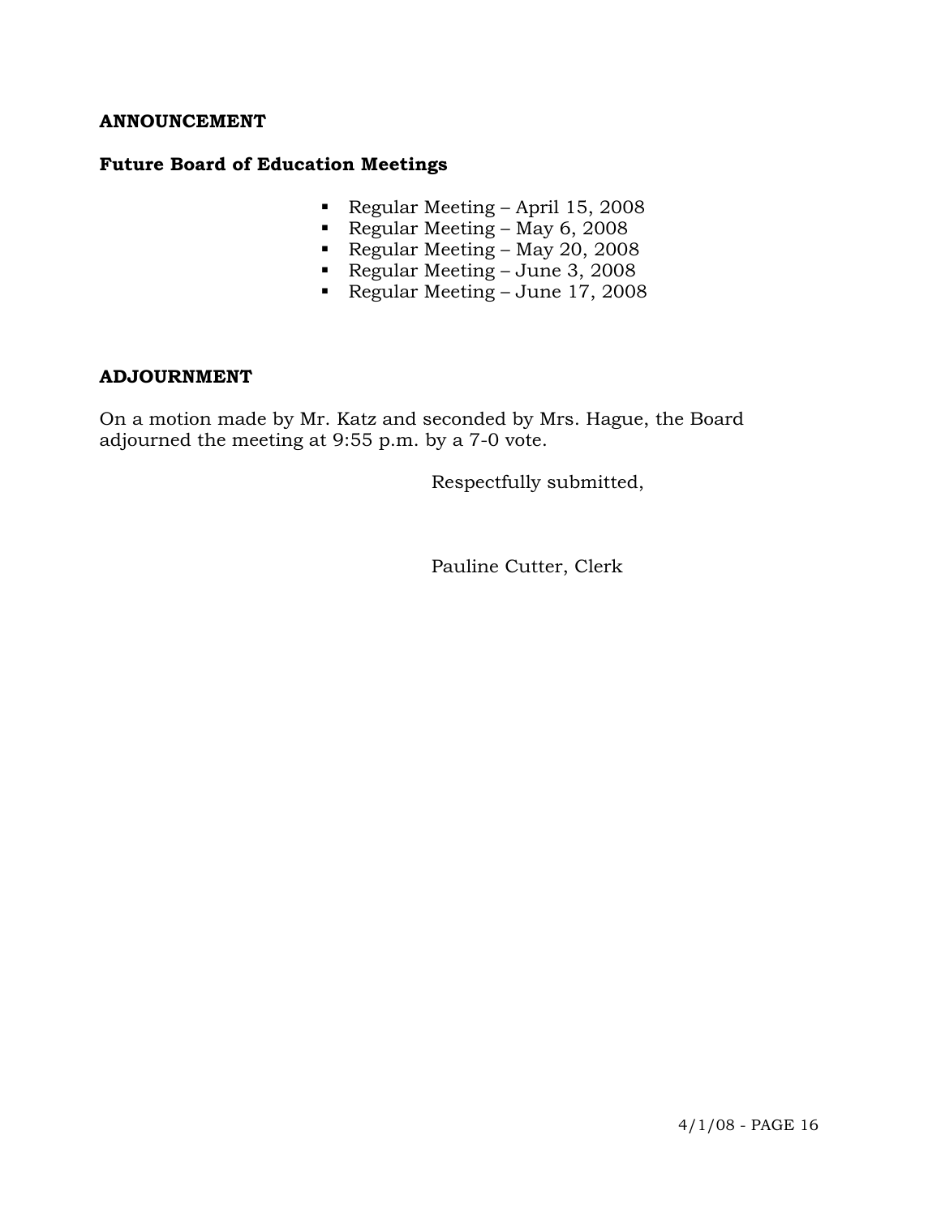**ANNOUNCEMENT**

**Future Board of Education Meetings**

- Regular Meeting – April 15, 2008
- Regular Meeting – May 6, 2008
- Regular Meeting – May 20, 2008
- Regular Meeting – June 3, 2008
- Regular Meeting – June 17, 2008

**ADJOURNMENT**

On a motion made by Mr. Katz and seconded by Mrs. Hague, the Board adjourned the meeting at 9:55 p.m. by a 7-0 vote.

Respectfully submitted,

Pauline Cutter, Clerk